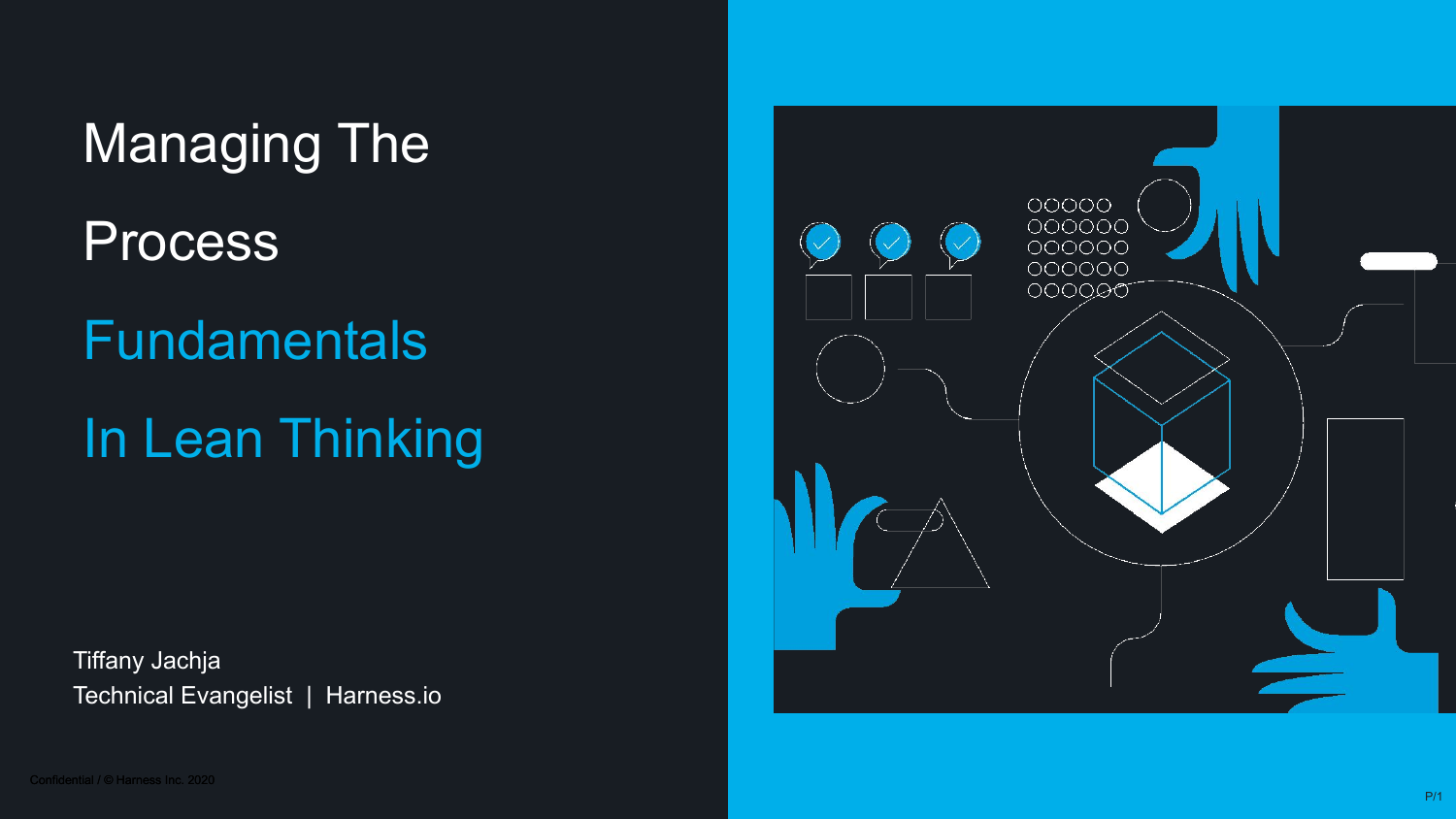# Managing The Process Fundamentals In Lean Thinking

Tiffany Jachja
Technical Evangelist | Harness.io

Confidential / © Harness Inc. 2020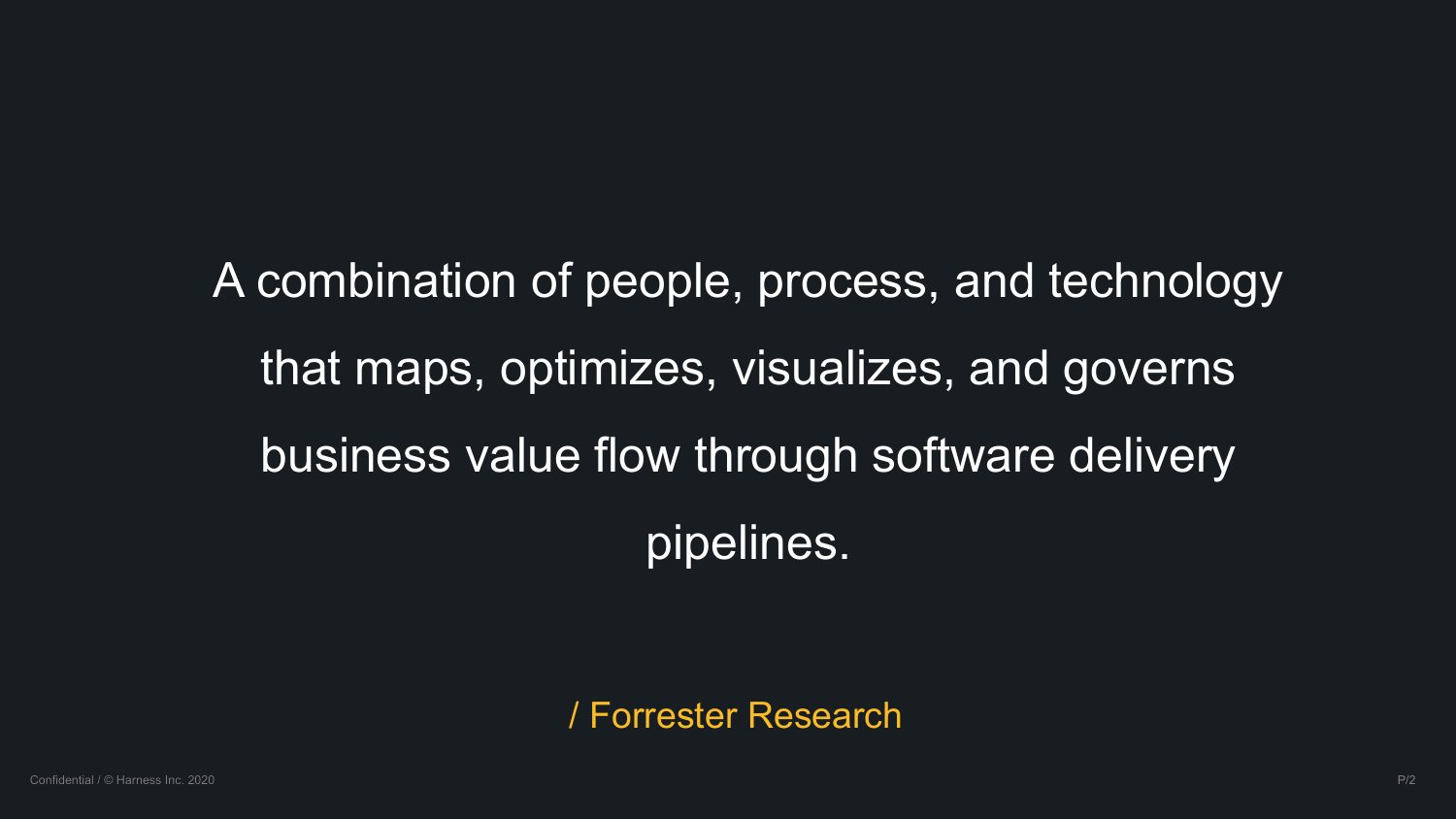A combination of people, process, and technology that maps, optimizes, visualizes, and governs business value flow through software delivery pipelines.

/ Forrester Research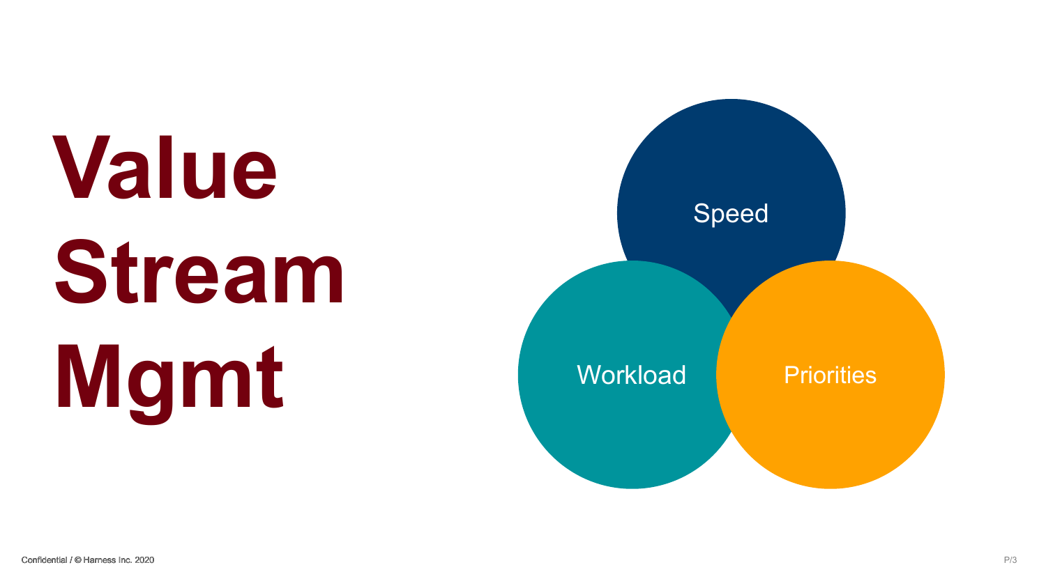# Value Stream Mgmt

- Speed
- Workload
- Priorities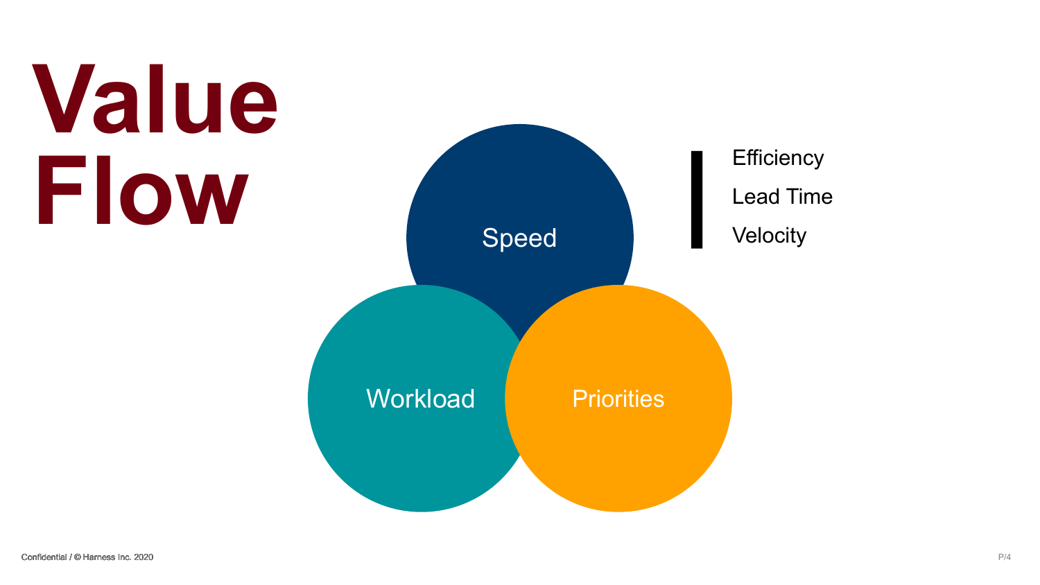# Value Flow

Speed

Workload

Priorities

- Efficiency
- Lead Time
- Velocity

Confidential / © Harness Inc. 2020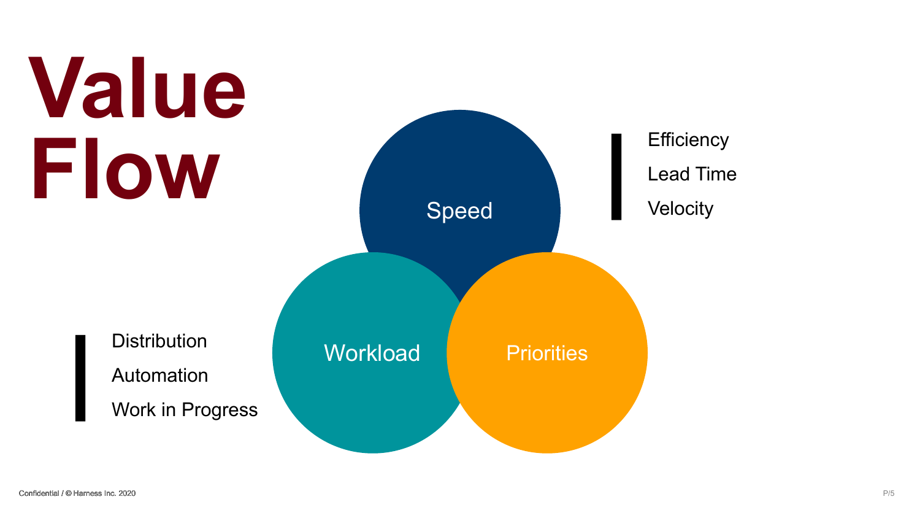# Value Flow

Speed

- Efficiency
- Lead Time
- Velocity

Workload

- Distribution
- Automation
- Work in Progress

Priorities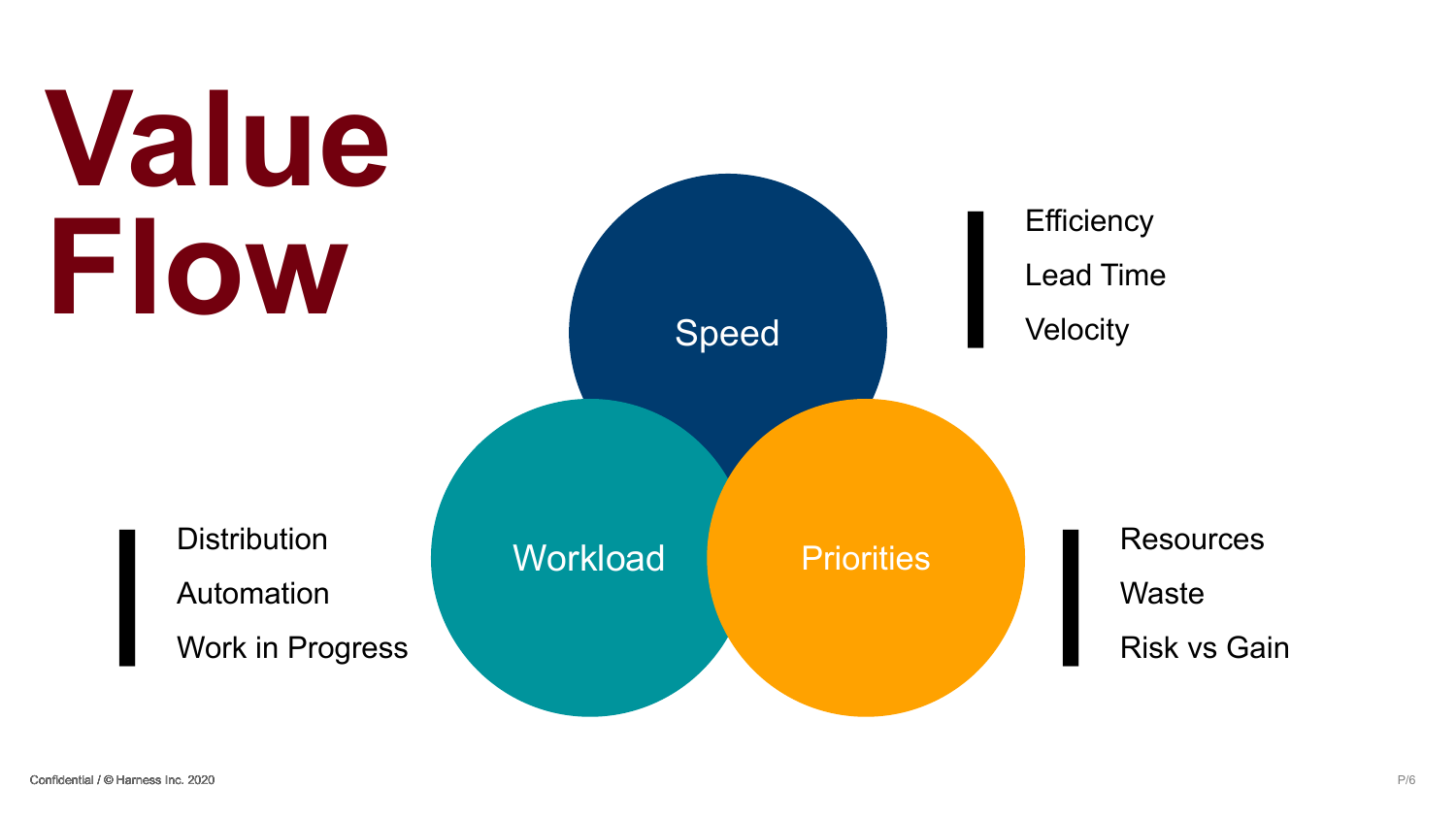# Value Flow

**Speed**

- Efficiency
- Lead Time
- Velocity

**Workload**

- Distribution
- Automation
- Work in Progress

**Priorities**

- Resources
- Waste
- Risk vs Gain

Confidential / © Harness Inc. 2020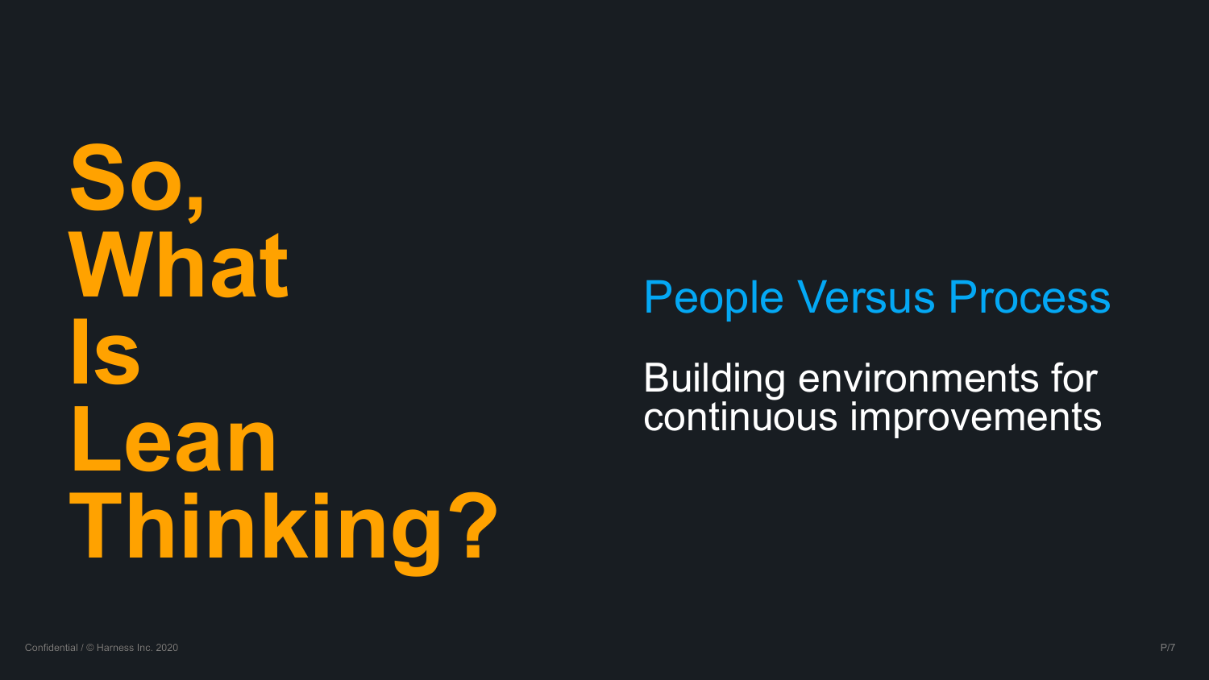# So, What Is Lean Thinking?

## People Versus Process

Building environments for continuous improvements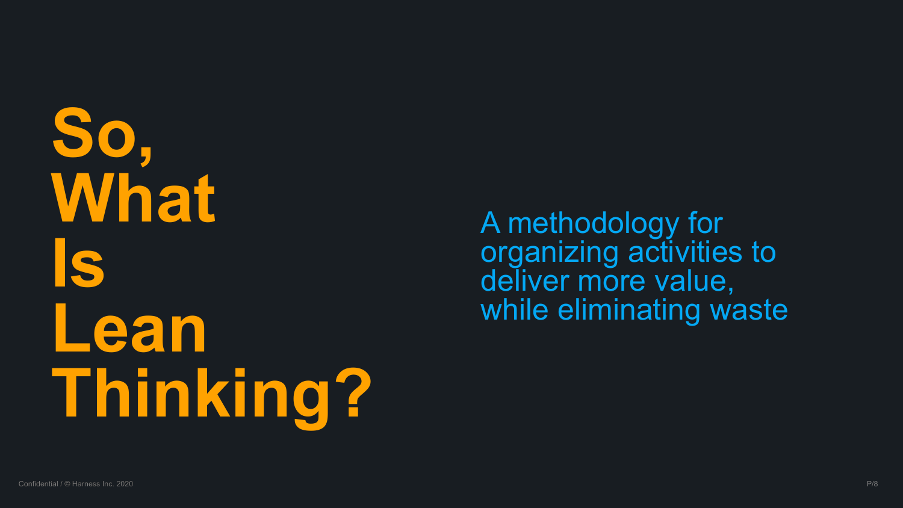# So, What Is Lean Thinking?

A methodology for organizing activities to deliver more value, while eliminating waste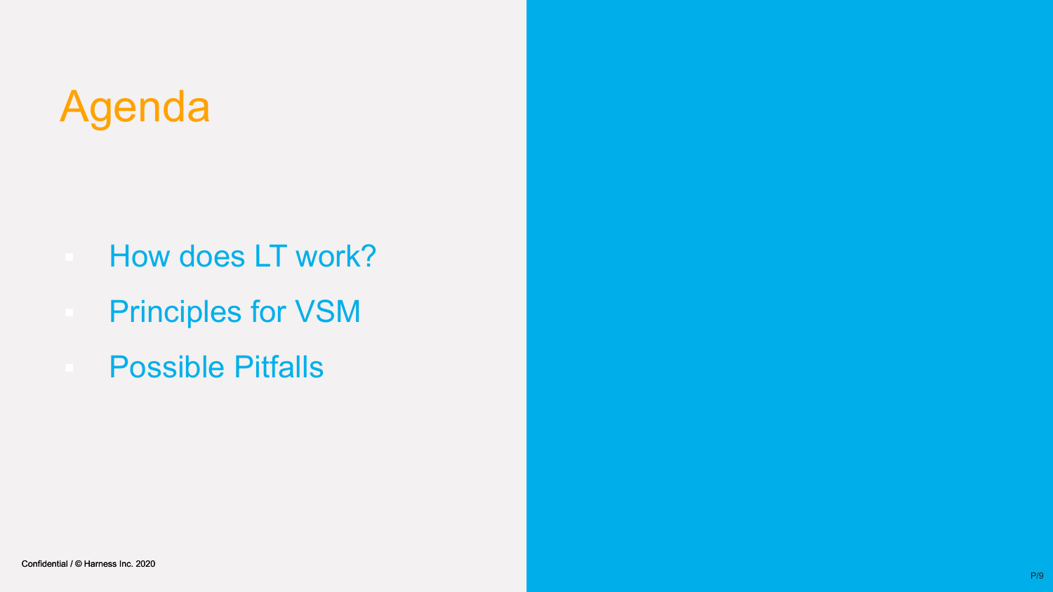# Agenda

- How does LT work?
- Principles for VSM
- Possible Pitfalls

Confidential / © Harness Inc. 2020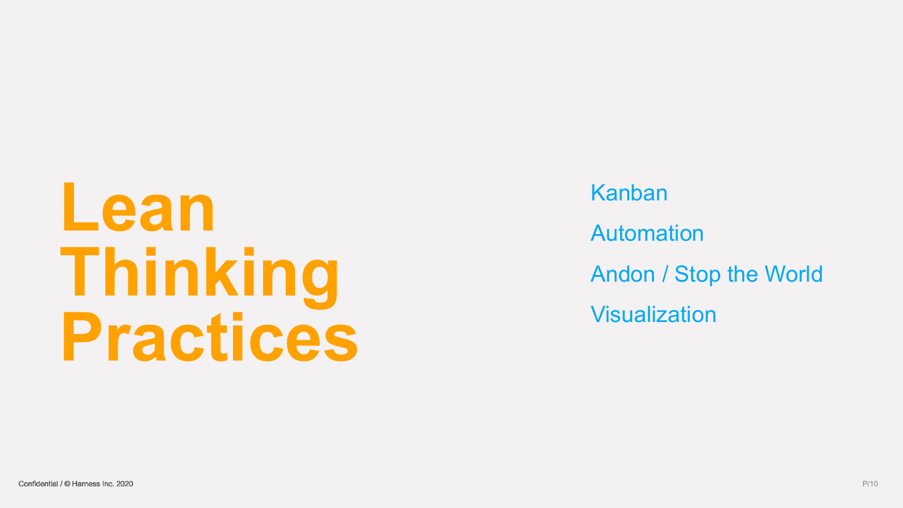# Lean Thinking Practices

- Kanban
- Automation
- Andon / Stop the World
- Visualization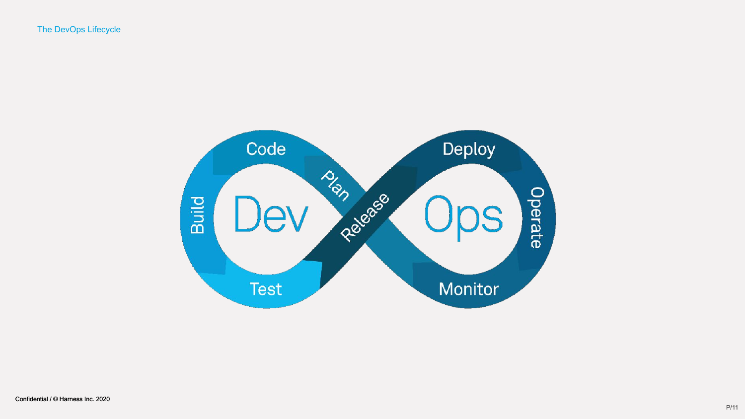# The DevOps Lifecycle

Dev — Code, Plan, Build, Test, Release

Ops — Deploy, Operate, Monitor

Confidential / © Harness Inc. 2020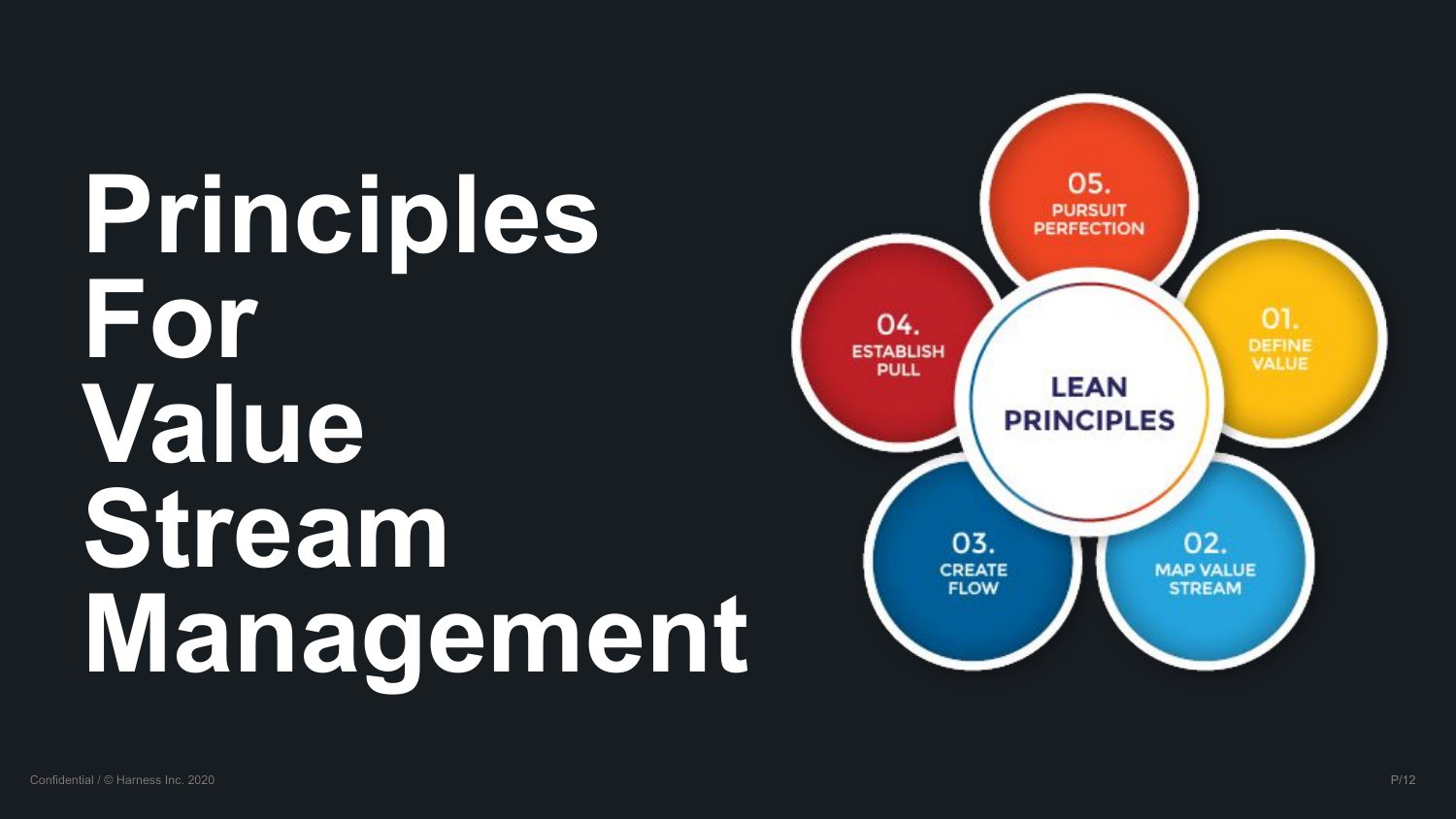# Principles For Value Stream Management

**LEAN PRINCIPLES**

01. DEFINE VALUE
02. MAP VALUE STREAM
03. CREATE FLOW
04. ESTABLISH PULL
05. PURSUIT PERFECTION

Confidential / © Harness Inc. 2020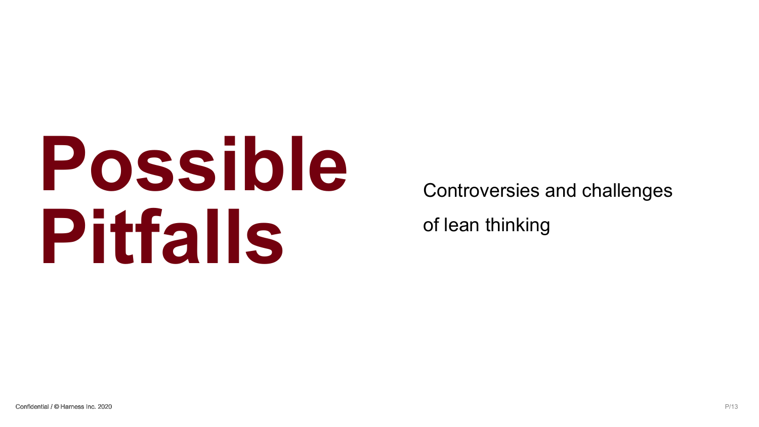# Possible Pitfalls

Controversies and challenges

of lean thinking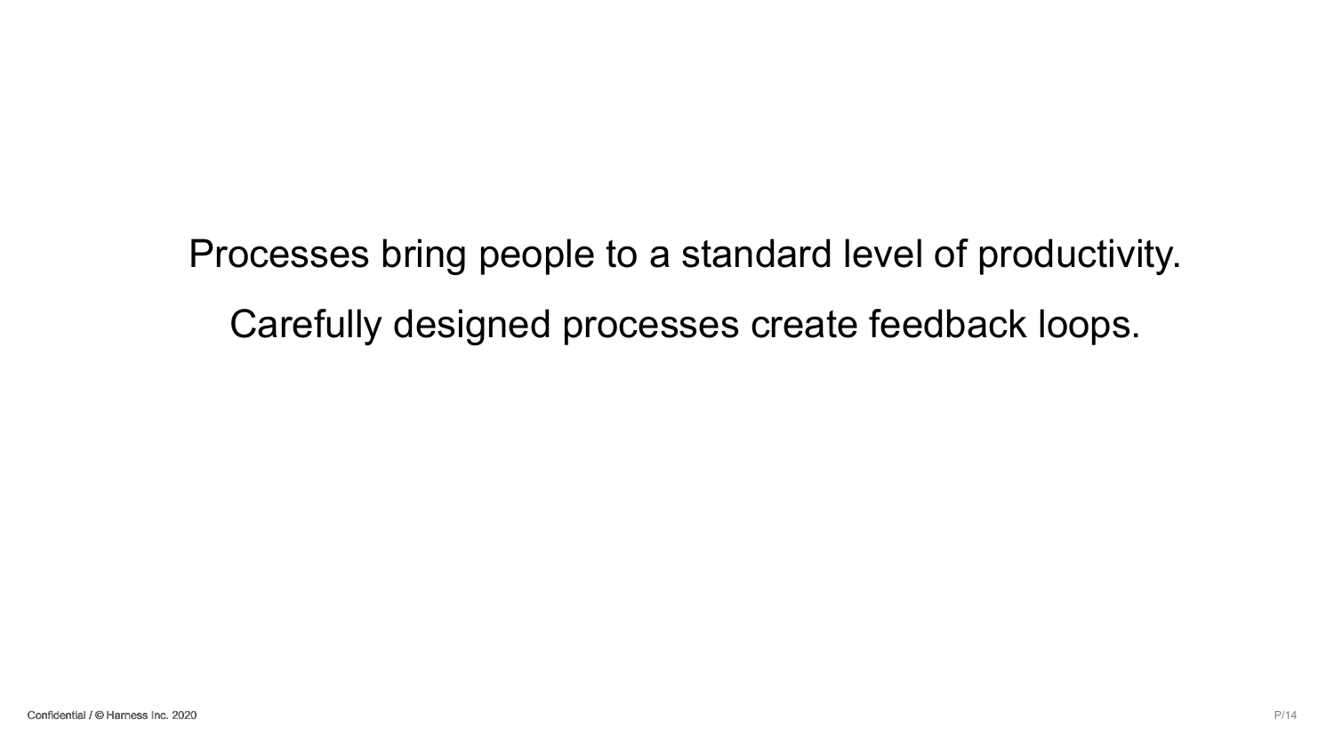Processes bring people to a standard level of productivity.

Carefully designed processes create feedback loops.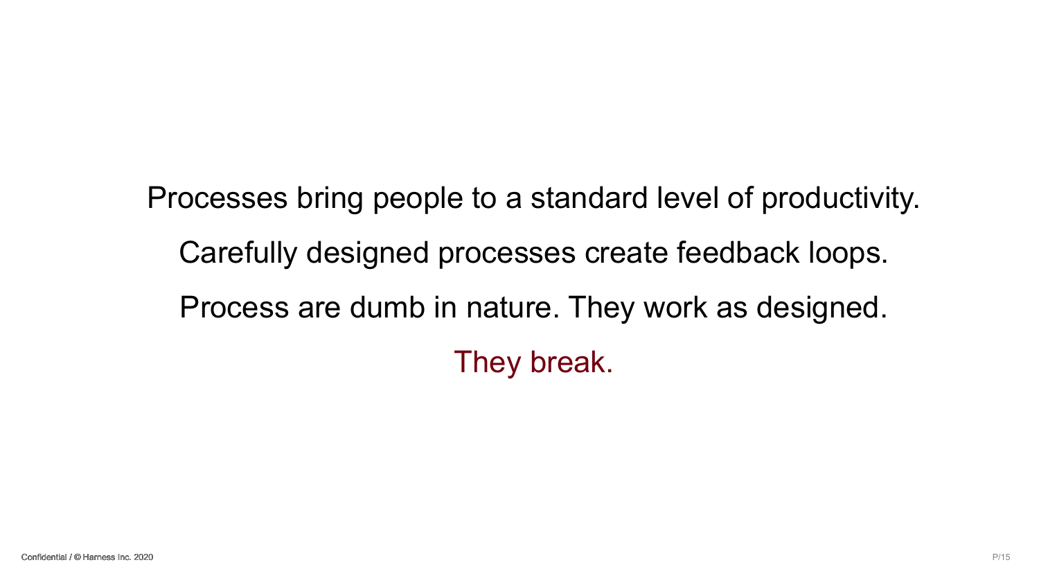Processes bring people to a standard level of productivity.

Carefully designed processes create feedback loops.

Process are dumb in nature. They work as designed.

They break.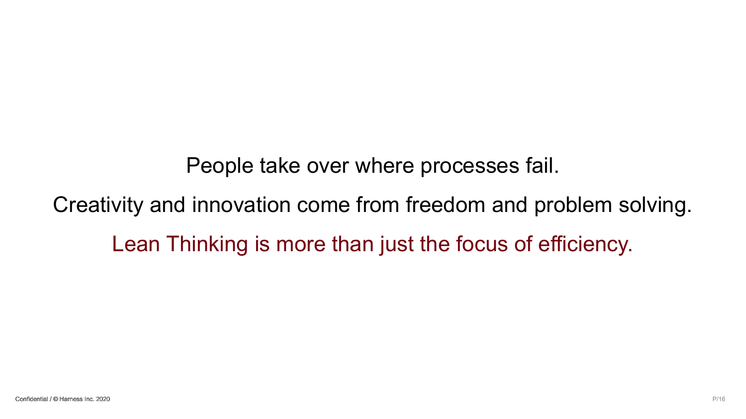People take over where processes fail.

Creativity and innovation come from freedom and problem solving.

Lean Thinking is more than just the focus of efficiency.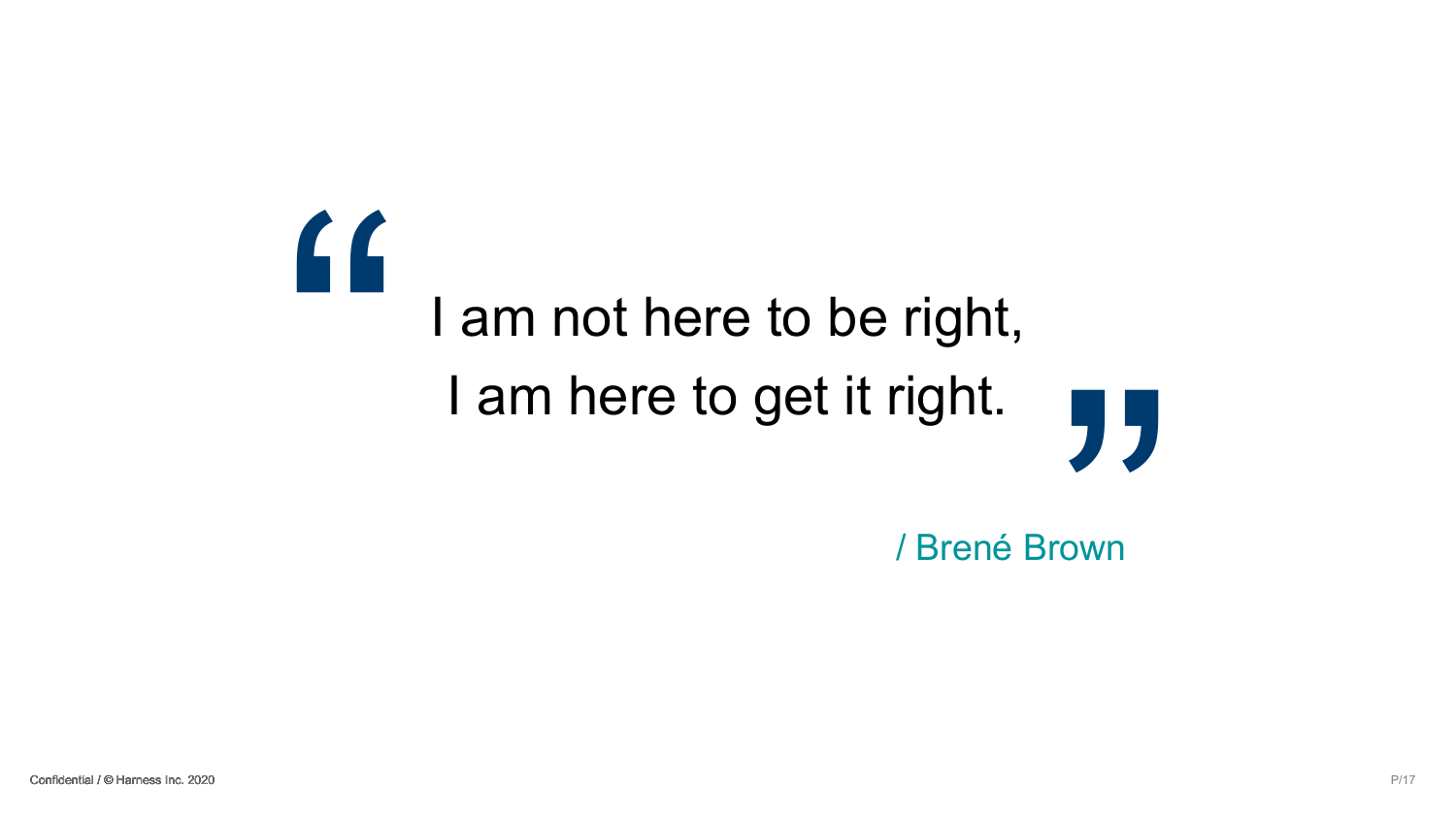> I am not here to be right,
> I am here to get it right.

/ Brené Brown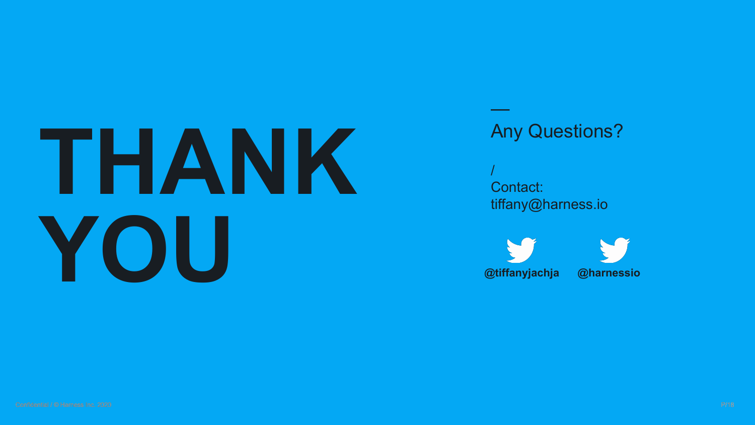# THANK YOU

—

Any Questions?

/

Contact:
tiffany@harness.io

**@tiffanyjachja** **@harnessio**

Confidential / © Harness Inc. 2020